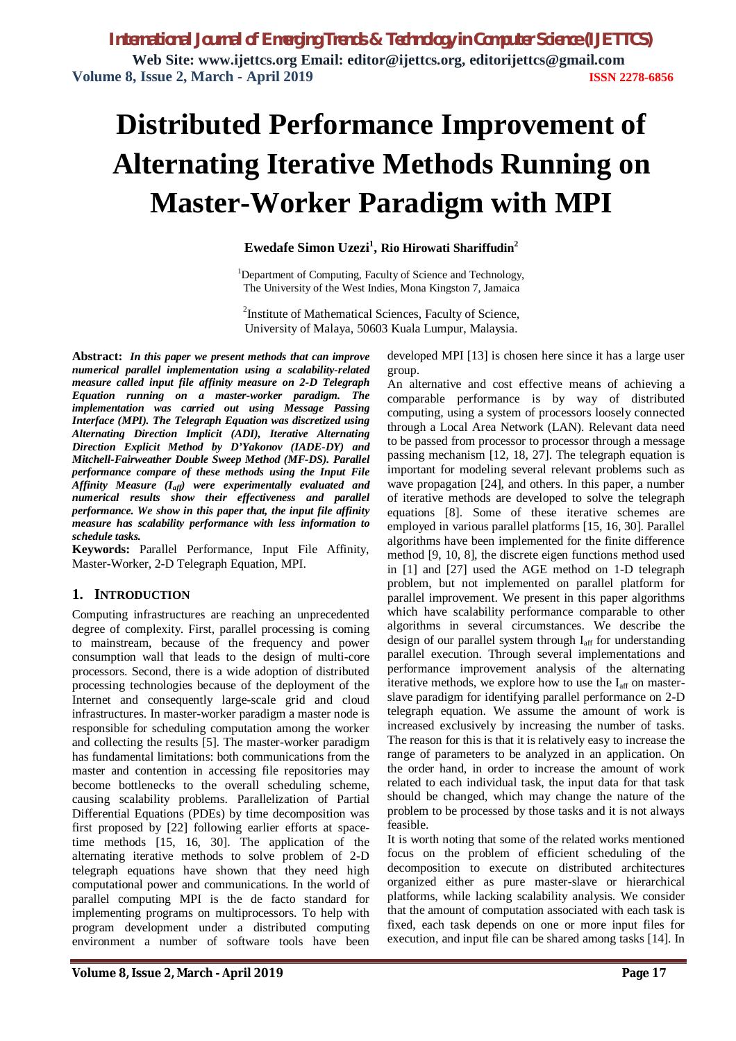# Distributed Performance Improvement of Alternating Iterative Methods Running on Master-Worker Paradigm with MPI

**Ewedafe Simon Uzezi[1], Rio Hirowati Shariffudin[2]**

[1]Department of Computing, Faculty of Science and Technology, The University of the West Indies, Mona Kingston 7, Jamaica

[2]Institute of Mathematical Sciences, Faculty of Science, University of Malaya, 50603 Kuala Lumpur, Malaysia.

**Abstract:** ***In this paper we present methods that can improve numerical parallel implementation using a scalability-related measure called input file affinity measure on 2-D Telegraph Equation running on a master-worker paradigm. The implementation was carried out using Message Passing Interface (MPI). The Telegraph Equation was discretized using Alternating Direction Implicit (ADI), Iterative Alternating Direction Explicit Method by D'Yakonov (IADE-DY) and Mitchell-Fairweather Double Sweep Method (MF-DS). Parallel performance compare of these methods using the Input File Affinity Measure ($I_{aff}$) were experimentally evaluated and numerical results show their effectiveness and parallel performance. We show in this paper that, the input file affinity measure has scalability performance with less information to schedule tasks.***

**Keywords:** Parallel Performance, Input File Affinity, Master-Worker, 2-D Telegraph Equation, MPI.

## 1. INTRODUCTION

Computing infrastructures are reaching an unprecedented degree of complexity. First, parallel processing is coming to mainstream, because of the frequency and power consumption wall that leads to the design of multi-core processors. Second, there is a wide adoption of distributed processing technologies because of the deployment of the Internet and consequently large-scale grid and cloud infrastructures. In master-worker paradigm a master node is responsible for scheduling computation among the worker and collecting the results [5]. The master-worker paradigm has fundamental limitations: both communications from the master and contention in accessing file repositories may become bottlenecks to the overall scheduling scheme, causing scalability problems. Parallelization of Partial Differential Equations (PDEs) by time decomposition was first proposed by [22] following earlier efforts at space-time methods [15, 16, 30]. The application of the alternating iterative methods to solve problem of 2-D telegraph equations have shown that they need high computational power and communications. In the world of parallel computing MPI is the de facto standard for implementing programs on multiprocessors. To help with program development under a distributed computing environment a number of software tools have been developed MPI [13] is chosen here since it has a large user group.

An alternative and cost effective means of achieving a comparable performance is by way of distributed computing, using a system of processors loosely connected through a Local Area Network (LAN). Relevant data need to be passed from processor to processor through a message passing mechanism [12, 18, 27]. The telegraph equation is important for modeling several relevant problems such as wave propagation [24], and others. In this paper, a number of iterative methods are developed to solve the telegraph equations [8]. Some of these iterative schemes are employed in various parallel platforms [15, 16, 30]. Parallel algorithms have been implemented for the finite difference method [9, 10, 8], the discrete eigen functions method used in [1] and [27] used the AGE method on 1-D telegraph problem, but not implemented on parallel platform for parallel improvement. We present in this paper algorithms which have scalability performance comparable to other algorithms in several circumstances. We describe the design of our parallel system through $I_{aff}$ for understanding parallel execution. Through several implementations and performance improvement analysis of the alternating iterative methods, we explore how to use the $I_{aff}$ on master-slave paradigm for identifying parallel performance on 2-D telegraph equation. We assume the amount of work is increased exclusively by increasing the number of tasks. The reason for this is that it is relatively easy to increase the range of parameters to be analyzed in an application. On the order hand, in order to increase the amount of work related to each individual task, the input data for that task should be changed, which may change the nature of the problem to be processed by those tasks and it is not always feasible.

It is worth noting that some of the related works mentioned focus on the problem of efficient scheduling of the decomposition to execute on distributed architectures organized either as pure master-slave or hierarchical platforms, while lacking scalability analysis. We consider that the amount of computation associated with each task is fixed, each task depends on one or more input files for execution, and input file can be shared among tasks [14]. In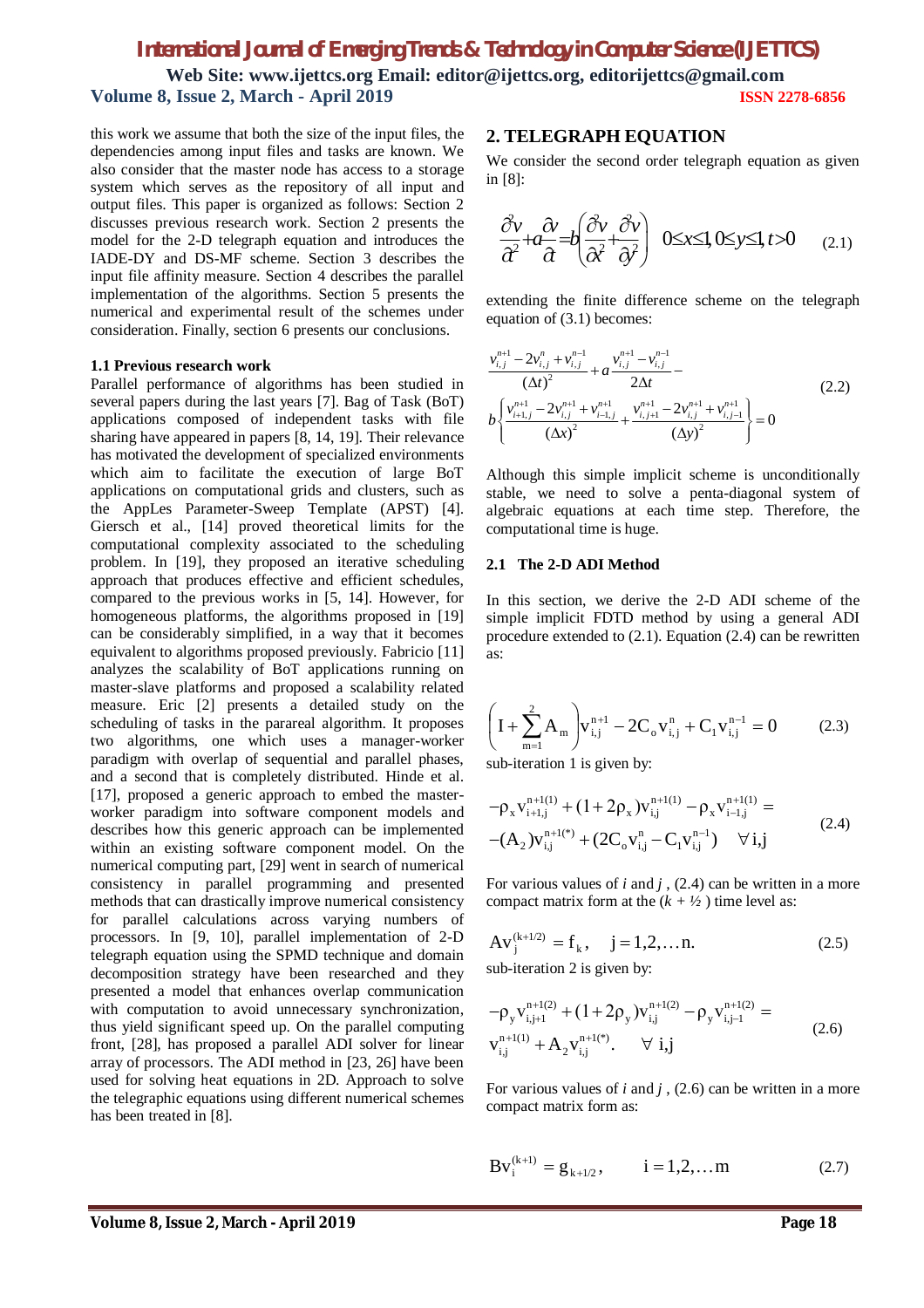this work we assume that both the size of the input files, the dependencies among input files and tasks are known. We also consider that the master node has access to a storage system which serves as the repository of all input and output files. This paper is organized as follows: Section 2 discusses previous research work. Section 2 presents the model for the 2-D telegraph equation and introduces the IADE-DY and DS-MF scheme. Section 3 describes the input file affinity measure. Section 4 describes the parallel implementation of the algorithms. Section 5 presents the numerical and experimental result of the schemes under consideration. Finally, section 6 presents our conclusions.

### 1.1 Previous research work

Parallel performance of algorithms has been studied in several papers during the last years [7]. Bag of Task (BoT) applications composed of independent tasks with file sharing have appeared in papers [8, 14, 19]. Their relevance has motivated the development of specialized environments which aim to facilitate the execution of large BoT applications on computational grids and clusters, such as the AppLes Parameter-Sweep Template (APST) [4]. Giersch et al., [14] proved theoretical limits for the computational complexity associated to the scheduling problem. In [19], they proposed an iterative scheduling approach that produces effective and efficient schedules, compared to the previous works in [5, 14]. However, for homogeneous platforms, the algorithms proposed in [19] can be considerably simplified, in a way that it becomes equivalent to algorithms proposed previously. Fabricio [11] analyzes the scalability of BoT applications running on master-slave platforms and proposed a scalability related measure. Eric [2] presents a detailed study on the scheduling of tasks in the parareal algorithm. It proposes two algorithms, one which uses a manager-worker paradigm with overlap of sequential and parallel phases, and a second that is completely distributed. Hinde et al. [17], proposed a generic approach to embed the master-worker paradigm into software component models and describes how this generic approach can be implemented within an existing software component model. On the numerical computing part, [29] went in search of numerical consistency in parallel programming and presented methods that can drastically improve numerical consistency for parallel calculations across varying numbers of processors. In [9, 10], parallel implementation of 2-D telegraph equation using the SPMD technique and domain decomposition strategy have been researched and they presented a model that enhances overlap communication with computation to avoid unnecessary synchronization, thus yield significant speed up. On the parallel computing front, [28], has proposed a parallel ADI solver for linear array of processors. The ADI method in [23, 26] have been used for solving heat equations in 2D. Approach to solve the telegraphic equations using different numerical schemes has been treated in [8].

## 2. TELEGRAPH EQUATION

We consider the second order telegraph equation as given in [8]:

$$\frac{\partial^2 v}{\partial t^2}+a\frac{\partial v}{\partial t}=b\left(\frac{\partial^2 v}{\partial x^2}+\frac{\partial^2 v}{\partial y^2}\right) \quad 0\le x\le 1, 0\le y\le 1, t>0 \qquad (2.1)$$

extending the finite difference scheme on the telegraph equation of (3.1) becomes:

$$\frac{v_{i,j}^{n+1}-2v_{i,j}^{n}+v_{i,j}^{n-1}}{(\Delta t)^2}+a\frac{v_{i,j}^{n+1}-v_{i,j}^{n-1}}{2\Delta t}- b\left\{\frac{v_{i+1,j}^{n+1}-2v_{i,j}^{n+1}+v_{i-1,j}^{n+1}}{(\Delta x)^2}+\frac{v_{i,j+1}^{n+1}-2v_{i,j}^{n+1}+v_{i,j-1}^{n+1}}{(\Delta y)^2}\right\}=0 \qquad (2.2)$$

Although this simple implicit scheme is unconditionally stable, we need to solve a penta-diagonal system of algebraic equations at each time step. Therefore, the computational time is huge.

### 2.1 The 2-D ADI Method

In this section, we derive the 2-D ADI scheme of the simple implicit FDTD method by using a general ADI procedure extended to (2.1). Equation (2.4) can be rewritten as:

$$\left(I+\sum_{m=1}^{2}A_m\right)v_{i,j}^{n+1}-2C_o v_{i,j}^{n}+C_1 v_{i,j}^{n-1}=0 \qquad (2.3)$$

sub-iteration 1 is given by:

$$-\rho_x v_{i+1,j}^{n+1(1)}+(1+2\rho_x)v_{i,j}^{n+1(1)}-\rho_x v_{i-1,j}^{n+1(1)}= -(A_2)v_{i,j}^{n+1(*)}+(2C_o v_{i,j}^{n}-C_1 v_{i,j}^{n-1}) \quad \forall\, i,j \qquad (2.4)$$

For various values of $i$ and $j$, (2.4) can be written in a more compact matrix form at the ($k$ + ½ ) time level as:

$$Av_j^{(k+1/2)}=f_k, \quad j=1,2,\ldots n. \qquad (2.5)$$

sub-iteration 2 is given by:

$$-\rho_y v_{i,j+1}^{n+1(2)}+(1+2\rho_y)v_{i,j}^{n+1(2)}-\rho_y v_{i,j-1}^{n+1(2)}= v_{i,j}^{n+1(1)}+A_2 v_{i,j}^{n+1(*)}. \quad \forall\, i,j \qquad (2.6)$$

For various values of $i$ and $j$, (2.6) can be written in a more compact matrix form as:

$$Bv_i^{(k+1)}=g_{k+1/2}, \qquad i=1,2,\ldots m \qquad (2.7)$$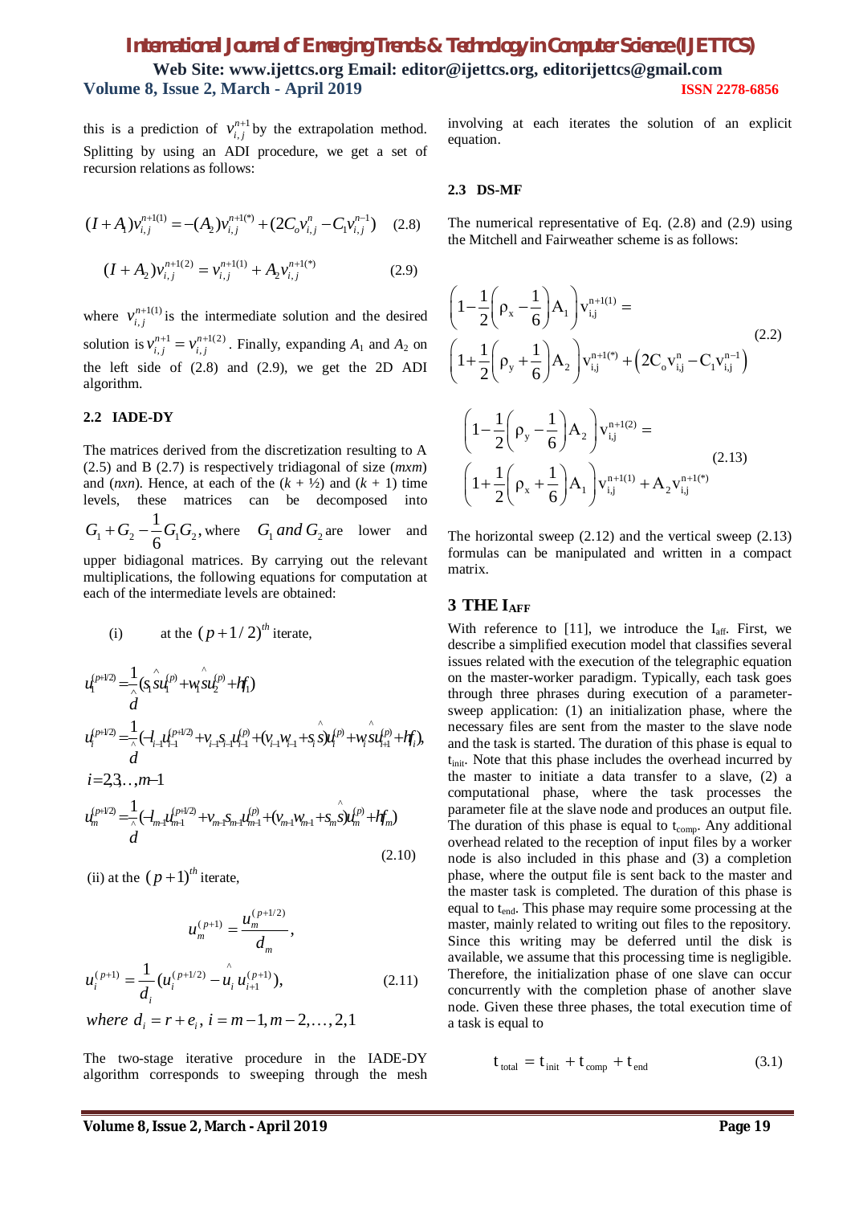this is a prediction of $v_{i,j}^{n+1}$ by the extrapolation method. Splitting by using an ADI procedure, we get a set of recursion relations as follows:

$$(I + A_1)v_{i,j}^{n+1(1)} = -(A_2)v_{i,j}^{n+1(*)} + (2C_o v_{i,j}^{n} - C_1 v_{i,j}^{n-1}) \quad (2.8)$$

$$(I + A_2)v_{i,j}^{n+1(2)} = v_{i,j}^{n+1(1)} + A_2 v_{i,j}^{n+1(*)} \quad (2.9)$$

where $v_{i,j}^{n+1(1)}$ is the intermediate solution and the desired solution is $v_{i,j}^{n+1} = v_{i,j}^{n+1(2)}$. Finally, expanding $A_1$ and $A_2$ on the left side of (2.8) and (2.9), we get the 2D ADI algorithm.

### 2.2 IADE-DY

The matrices derived from the discretization resulting to A (2.5) and B (2.7) is respectively tridiagonal of size (*mxm*) and (*nxn*). Hence, at each of the ($k$ + ½) and ($k$ + 1) time levels, these matrices can be decomposed into $G_1 + G_2 - \frac{1}{6}G_1 G_2$, where $G_1$ *and* $G_2$ are lower and upper bidiagonal matrices. By carrying out the relevant multiplications, the following equations for computation at each of the intermediate levels are obtained:

(i) at the $(p+1/2)^{th}$ iterate,

$$u_1^{(p+1/2)} = \frac{1}{\hat{d}}(s_1 \hat{s} u_1^{(p)} + w_1 \hat{s} u_2^{(p)} + hf_1)$$

$$u_i^{(p+1/2)} = \frac{1}{\hat{d}}(-l_{i-1} u_{i-1}^{(p+1/2)} + v_{i-1} s_{i-1} u_{i-1}^{(p)} + (v_{i-1} w_{i-1} + s_i \hat{s}) u_i^{(p)} + w_i \hat{s} u_{i+1}^{(p)} + hf_i),$$

$$i = 2, 3, \ldots, m-1$$

$$u_m^{(p+1/2)} = \frac{1}{\hat{d}}(-l_{m-1} u_{m-1}^{(p+1/2)} + v_{m-1} s_{m-1} u_{m-1}^{(p)} + (v_{m-1} w_{m-1} + s_m \hat{s}) u_m^{(p)} + hf_m) \quad (2.10)$$

(ii) at the $(p+1)^{th}$ iterate,

$$u_m^{(p+1)} = \frac{u_m^{(p+1/2)}}{d_m},$$

$$u_i^{(p+1)} = \frac{1}{d_i}(u_i^{(p+1/2)} - \hat{u}_i u_{i+1}^{(p+1)}), \quad (2.11)$$

$$where \ d_i = r + e_i, \ i = m-1, m-2, \ldots, 2, 1$$

The two-stage iterative procedure in the IADE-DY algorithm corresponds to sweeping through the mesh involving at each iterates the solution of an explicit equation.

### 2.3 DS-MF

The numerical representative of Eq. (2.8) and (2.9) using the Mitchell and Fairweather scheme is as follows:

$$\left(1 - \frac{1}{2}\left(\rho_x - \frac{1}{6}\right)A_1\right)v_{i,j}^{n+1(1)} = \left(1 + \frac{1}{2}\left(\rho_y + \frac{1}{6}\right)A_2\right)v_{i,j}^{n+1(*)} + \left(2C_o v_{i,j}^{n} - C_1 v_{i,j}^{n-1}\right) \quad (2.2)$$

$$\left(1 - \frac{1}{2}\left(\rho_y - \frac{1}{6}\right)A_2\right)v_{i,j}^{n+1(2)} = \left(1 + \frac{1}{2}\left(\rho_x + \frac{1}{6}\right)A_1\right)v_{i,j}^{n+1(1)} + A_2 v_{i,j}^{n+1(*)} \quad (2.13)$$

The horizontal sweep (2.12) and the vertical sweep (2.13) formulas can be manipulated and written in a compact matrix.

## 3 THE $I_{AFF}$

With reference to [11], we introduce the $I_{aff}$. First, we describe a simplified execution model that classifies several issues related with the execution of the telegraphic equation on the master-worker paradigm. Typically, each task goes through three phrases during execution of a parameter-sweep application: (1) an initialization phase, where the necessary files are sent from the master to the slave node and the task is started. The duration of this phase is equal to $t_{init}$. Note that this phase includes the overhead incurred by the master to initiate a data transfer to a slave, (2) a computational phase, where the task processes the parameter file at the slave node and produces an output file. The duration of this phase is equal to $t_{comp}$. Any additional overhead related to the reception of input files by a worker node is also included in this phase and (3) a completion phase, where the output file is sent back to the master and the master task is completed. The duration of this phase is equal to $t_{end}$. This phase may require some processing at the master, mainly related to writing out files to the repository. Since this writing may be deferred until the disk is available, we assume that this processing time is negligible. Therefore, the initialization phase of one slave can occur concurrently with the completion phase of another slave node. Given these three phases, the total execution time of a task is equal to

$$t_{total} = t_{init} + t_{comp} + t_{end} \quad (3.1)$$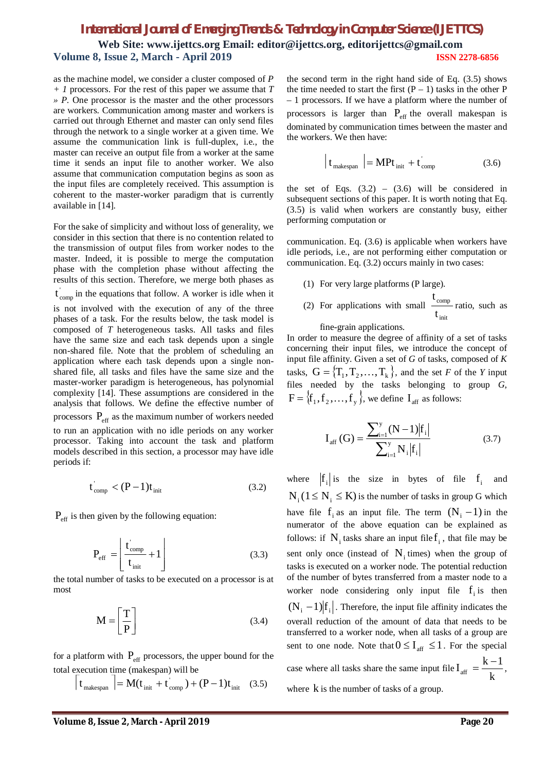as the machine model, we consider a cluster composed of $P + 1$ processors. For the rest of this paper we assume that $T » P$. One processor is the master and the other processors are workers. Communication among master and workers is carried out through Ethernet and master can only send files through the network to a single worker at a given time. We assume the communication link is full-duplex, i.e., the master can receive an output file from a worker at the same time it sends an input file to another worker. We also assume that communication computation begins as soon as the input files are completely received. This assumption is coherent to the master-worker paradigm that is currently available in [14].

For the sake of simplicity and without loss of generality, we consider in this section that there is no contention related to the transmission of output files from worker nodes to the master. Indeed, it is possible to merge the computation phase with the completion phase without affecting the results of this section. Therefore, we merge both phases as $t'_{comp}$ in the equations that follow. A worker is idle when it is not involved with the execution of any of the three phases of a task. For the results below, the task model is composed of $T$ heterogeneous tasks. All tasks and files have the same size and each task depends upon a single non-shared file. Note that the problem of scheduling an application where each task depends upon a single non-shared file, all tasks and files have the same size and the master-worker paradigm is heterogeneous, has polynomial complexity [14]. These assumptions are considered in the analysis that follows. We define the effective number of processors $P_{eff}$ as the maximum number of workers needed to run an application with no idle periods on any worker processor. Taking into account the task and platform models described in this section, a processor may have idle periods if:

$$t'_{comp} < (P-1)t_{init} \tag{3.2}$$

$P_{eff}$ is then given by the following equation:

$$P_{eff} = \left\lfloor \frac{t'_{comp}}{t_{init}} + 1 \right\rfloor \tag{3.3}$$

the total number of tasks to be executed on a processor is at most

$$M = \left\lceil \frac{T}{P} \right\rceil \tag{3.4}$$

for a platform with $P_{eff}$ processors, the upper bound for the total execution time (makespan) will be

$$\left\lceil t_{makespan} \right\rceil = M(t_{init} + t'_{comp}) + (P-1)t_{init} \tag{3.5}$$

the second term in the right hand side of Eq. (3.5) shows the time needed to start the first $(P – 1)$ tasks in the other $P – 1$ processors. If we have a platform where the number of processors is larger than $P_{eff}$ the overall makespan is dominated by communication times between the master and the workers. We then have:

$$\left| t_{makespan} \right| = MPt_{init} + t'_{comp} \tag{3.6}$$

the set of Eqs. (3.2) – (3.6) will be considered in subsequent sections of this paper. It is worth noting that Eq. (3.5) is valid when workers are constantly busy, either performing computation or

communication. Eq. (3.6) is applicable when workers have idle periods, i.e., are not performing either computation or communication. Eq. (3.2) occurs mainly in two cases:

(1) For very large platforms (P large).

(2) For applications with small $\frac{t_{comp}}{t_{init}}$ ratio, such as fine-grain applications.

In order to measure the degree of affinity of a set of tasks concerning their input files, we introduce the concept of input file affinity. Given a set of $G$ of tasks, composed of $K$ tasks, $G = \{T_1, T_2, \ldots, T_k\}$, and the set $F$ of the $Y$ input files needed by the tasks belonging to group $G$, $F = \{f_1, f_2, \ldots, f_y\}$, we define $I_{aff}$ as follows:

$$I_{aff}(G) = \frac{\sum_{i=1}^{y}(N-1)|f_i|}{\sum_{i=1}^{y} N_i |f_i|} \tag{3.7}$$

where $|f_i|$ is the size in bytes of file $f_i$ and $N_i (1 \le N_i \le K)$ is the number of tasks in group G which have file $f_i$ as an input file. The term $(N_i - 1)$ in the numerator of the above equation can be explained as follows: if $N_i$ tasks share an input file $f_i$, that file may be sent only once (instead of $N_i$ times) when the group of tasks is executed on a worker node. The potential reduction of the number of bytes transferred from a master node to a worker node considering only input file $f_i$ is then $(N_i - 1)|f_i|$. Therefore, the input file affinity indicates the overall reduction of the amount of data that needs to be transferred to a worker node, when all tasks of a group are sent to one node. Note that $0 \le I_{aff} \le 1$. For the special case where all tasks share the same input file $I_{aff} = \frac{k-1}{k}$, where $k$ is the number of tasks of a group.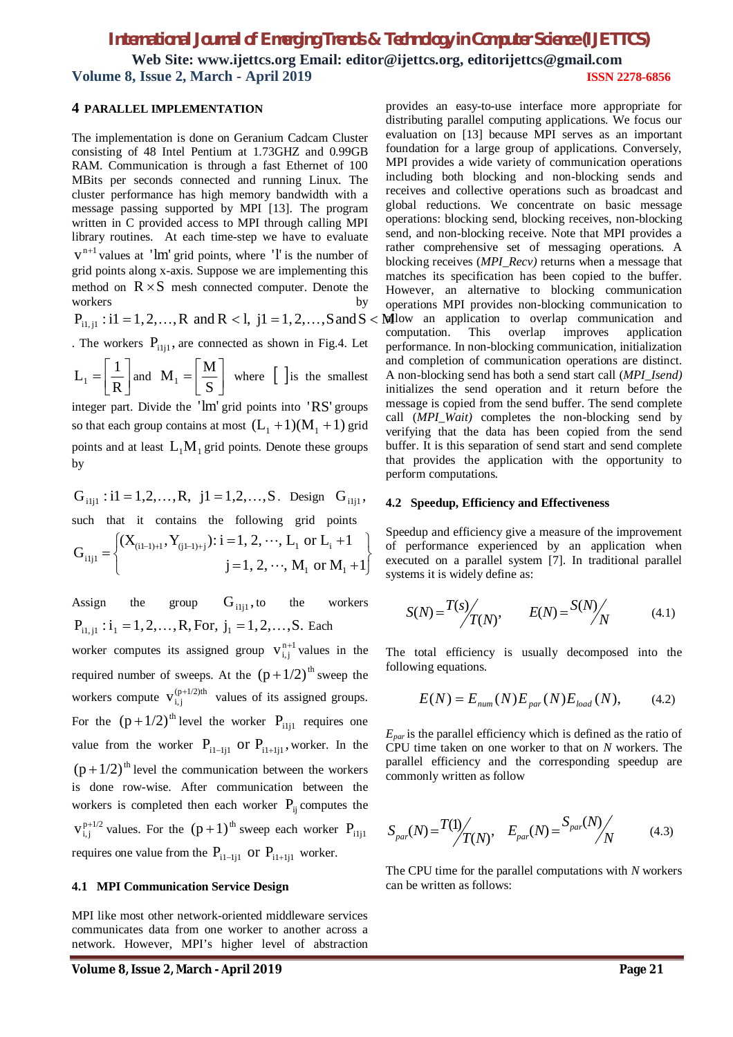## 4 PARALLEL IMPLEMENTATION

The implementation is done on Geranium Cadcam Cluster consisting of 48 Intel Pentium at 1.73GHZ and 0.99GB RAM. Communication is through a fast Ethernet of 100 MBits per seconds connected and running Linux. The cluster performance has high memory bandwidth with a message passing supported by MPI [13]. The program written in C provided access to MPI through calling MPI library routines. At each time-step we have to evaluate $v^{n+1}$ values at 'lm' grid points, where 'l' is the number of grid points along x-axis. Suppose we are implementing this method on $R \times S$ mesh connected computer. Denote the workers by $P_{i1,j1} : i1 = 1,2,\ldots,R$ and $R < l$, $j1 = 1,2,\ldots,S$ and $S < M$. The workers $P_{i1j1}$, are connected as shown in Fig.4. Let $L_1 = \left[\frac{1}{R}\right]$ and $M_1 = \left[\frac{M}{S}\right]$ where $[\ ]$ is the smallest integer part. Divide the 'lm' grid points into 'RS' groups so that each group contains at most $(L_1 + 1)(M_1 + 1)$ grid points and at least $L_1 M_1$ grid points. Denote these groups by

$G_{i1j1} : i1 = 1,2,\ldots,R,\ j1 = 1,2,\ldots,S$. Design $G_{i1j1}$, such that it contains the following grid points

$$G_{i1j1} = \left\{ \begin{array}{l} (X_{(i1-1)+1}, Y_{(j1-1)+j}) : i = 1, 2, \cdots, L_1 \text{ or } L_i + 1 \\ \qquad\qquad\qquad\qquad j = 1, 2, \cdots, M_1 \text{ or } M_1 + 1 \end{array} \right\}$$

Assign the group $G_{i1j1}$, to the workers $P_{i1,j1} : i_1 = 1,2,\ldots,R$, For, $j_1 = 1,2,\ldots,S$. Each worker computes its assigned group $v_{i,j}^{n+1}$ values in the required number of sweeps. At the $(p+1/2)^{th}$ sweep the workers compute $v_{i,j}^{(p+1/2)th}$ values of its assigned groups. For the $(p+1/2)^{th}$ level the worker $P_{i1j1}$ requires one value from the worker $P_{i1-1j1}$ or $P_{i1+1j1}$, worker. In the $(p+1/2)^{th}$ level the communication between the workers is done row-wise. After communication between the workers is completed then each worker $P_{ij}$ computes the $v_{i,j}^{p+1/2}$ values. For the $(p+1)^{th}$ sweep each worker $P_{i1j1}$ requires one value from the $P_{i1-1j1}$ or $P_{i1+1j1}$ worker.

### 4.1 MPI Communication Service Design

MPI like most other network-oriented middleware services communicates data from one worker to another across a network. However, MPI's higher level of abstraction provides an easy-to-use interface more appropriate for distributing parallel computing applications. We focus our evaluation on [13] because MPI serves as an important foundation for a large group of applications. Conversely, MPI provides a wide variety of communication operations including both blocking and non-blocking sends and receives and collective operations such as broadcast and global reductions. We concentrate on basic message operations: blocking send, blocking receives, non-blocking send, and non-blocking receive. Note that MPI provides a rather comprehensive set of messaging operations. A blocking receives (*MPI_Recv)* returns when a message that matches its specification has been copied to the buffer. However, an alternative to blocking communication operations MPI provides non-blocking communication to allow an application to overlap communication and computation. This overlap improves application performance. In non-blocking communication, initialization and completion of communication operations are distinct. A non-blocking send has both a send start call (*MPI_Isend)* initializes the send operation and it return before the message is copied from the send buffer. The send complete call (*MPI_Wait)* completes the non-blocking send by verifying that the data has been copied from the send buffer. It is this separation of send start and send complete that provides the application with the opportunity to perform computations.

### 4.2 Speedup, Efficiency and Effectiveness

Speedup and efficiency give a measure of the improvement of performance experienced by an application when executed on a parallel system [7]. In traditional parallel systems it is widely define as:

$$S(N) = T(s)\big/T(N), \qquad E(N) = S(N)\big/N \tag{4.1}$$

The total efficiency is usually decomposed into the following equations.

$$E(N) = E_{num}(N) E_{par}(N) E_{load}(N), \tag{4.2}$$

$E_{par}$ is the parallel efficiency which is defined as the ratio of CPU time taken on one worker to that on $N$ workers. The parallel efficiency and the corresponding speedup are commonly written as follow

$$S_{par}(N) = T(1)\big/T(N), \quad E_{par}(N) = S_{par}(N)\big/N \tag{4.3}$$

The CPU time for the parallel computations with $N$ workers can be written as follows: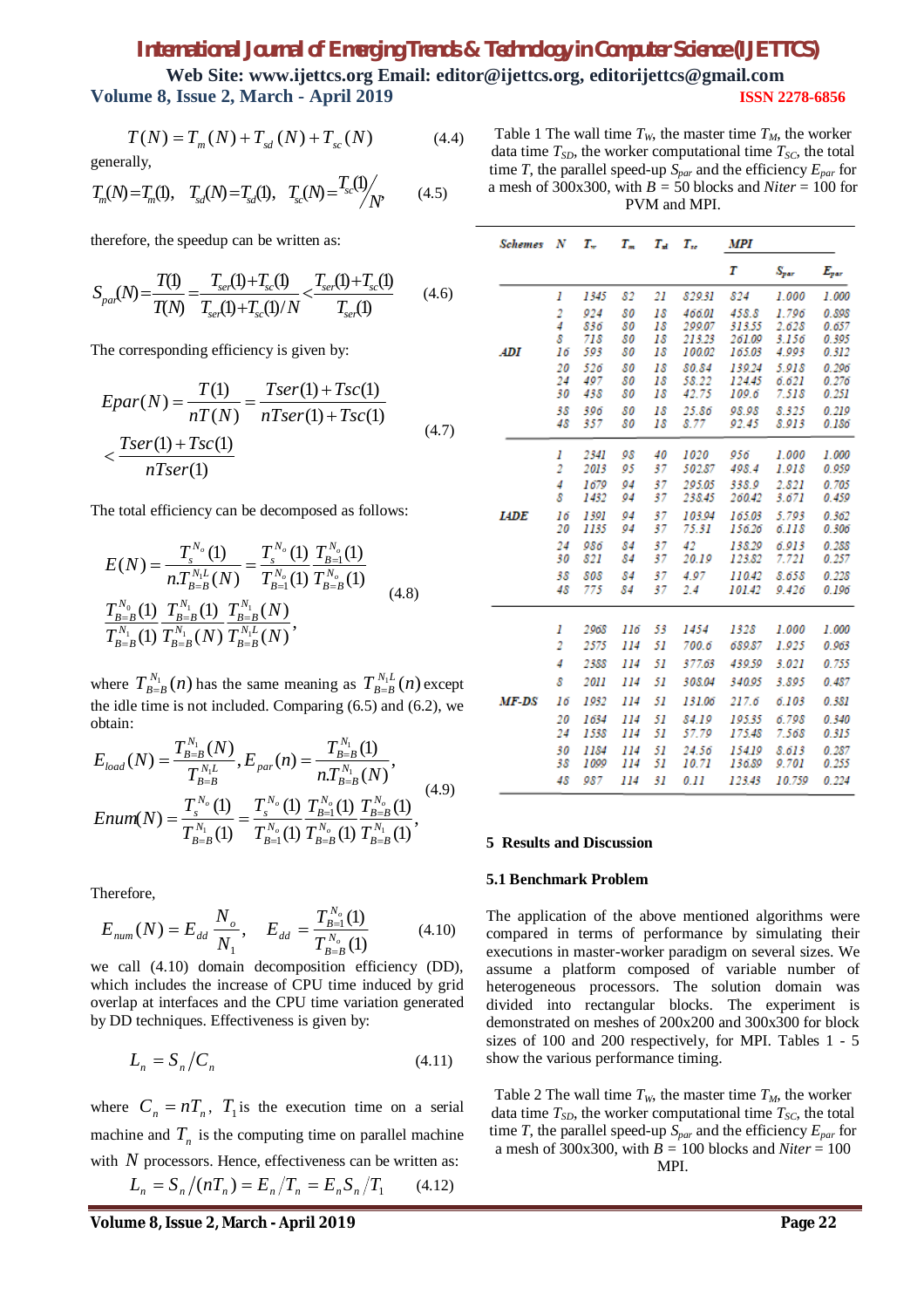$$T(N) = T_m(N) + T_{sd}(N) + T_{sc}(N) \qquad (4.4)$$

generally,

$$T_m(N) = T_m(1), \quad T_{sd}(N) = T_{sd}(1), \quad T_{sc}(N) = T_{sc}(1)/N \qquad (4.5)$$

therefore, the speedup can be written as:

$$S_{par}(N) = \frac{T(1)}{T(N)} = \frac{T_{ser}(1)+T_{sc}(1)}{T_{ser}(1)+T_{sc}(1)/N} < \frac{T_{ser}(1)+T_{sc}(1)}{T_{ser}(1)} \qquad (4.6)$$

The corresponding efficiency is given by:

$$Epar(N) = \frac{T(1)}{nT(N)} = \frac{Tser(1)+Tsc(1)}{nTser(1)+Tsc(1)} < \frac{Tser(1)+Tsc(1)}{nTser(1)} \qquad (4.7)$$

The total efficiency can be decomposed as follows:

$$E(N) = \frac{T_s^{N_o}(1)}{n.T_{B=B}^{N_1L}(N)} = \frac{T_s^{N_o}(1)}{T_{B=1}^{N_o}(1)} \frac{T_{B=1}^{N_o}(1)}{T_{B=B}^{N_o}(1)} \frac{T_{B=B}^{N_o}(1)}{T_{B=B}^{N_1}(1)} \frac{T_{B=B}^{N_1}(1)}{T_{B=B}^{N_1}(N)} \frac{T_{B=B}^{N_1}(N)}{T_{B=B}^{N_1L}(N)}, \qquad (4.8)$$

where $T_{B=B}^{N_1}(n)$ has the same meaning as $T_{B=B}^{N_1L}(n)$ except the idle time is not included. Comparing (6.5) and (6.2), we obtain:

$$E_{load}(N) = \frac{T_{B=B}^{N_1}(N)}{T_{B=B}^{N_1L}}, E_{par}(n) = \frac{T_{B=B}^{N_1}(1)}{n.T_{B=B}^{N_1}(N)},$$
$$Enum(N) = \frac{T_s^{N_o}(1)}{T_{B=B}^{N_1}(1)} = \frac{T_s^{N_o}(1)}{T_{B=1}^{N_o}(1)} \frac{T_{B=1}^{N_o}(1)}{T_{B=B}^{N_o}(1)} \frac{T_{B=B}^{N_o}(1)}{T_{B=B}^{N_1}(1)}, \qquad (4.9)$$

Therefore,

$$E_{num}(N) = E_{dd}\frac{N_o}{N_1}, \quad E_{dd} = \frac{T_{B=1}^{N_o}(1)}{T_{B=B}^{N_o}(1)} \qquad (4.10)$$

we call (4.10) domain decomposition efficiency (DD), which includes the increase of CPU time induced by grid overlap at interfaces and the CPU time variation generated by DD techniques. Effectiveness is given by:

$$L_n = S_n / C_n \qquad (4.11)$$

where $C_n = nT_n$, $T_1$ is the execution time on a serial machine and $T_n$ is the computing time on parallel machine with $N$ processors. Hence, effectiveness can be written as:

$$L_n = S_n/(nT_n) = E_n/T_n = E_n S_n/T_1 \qquad (4.12)$$

Table 1 The wall time $T_W$, the master time $T_M$, the worker data time $T_{SD}$, the worker computational time $T_{SC}$, the total time $T$, the parallel speed-up $S_{par}$ and the efficiency $E_{par}$ for a mesh of 300x300, with $B$ = 50 blocks and $Niter$ = 100 for PVM and MPI.

| Schemes | $N$ | $T_w$ | $T_m$ | $T_{sd}$ | $T_{sc}$ | MPI $T$ | $S_{par}$ | $E_{par}$ |
|---|---|---|---|---|---|---|---|---|
| ADI | 1 | 1345 | 82 | 21 | 829.31 | 824 | 1.000 | 1.000 |
| | 2 | 924 | 80 | 18 | 466.01 | 458.8 | 1.796 | 0.898 |
| | 4 | 836 | 80 | 18 | 299.07 | 313.55 | 2.628 | 0.657 |
| | 8 | 718 | 80 | 18 | 213.23 | 261.09 | 3.156 | 0.395 |
| | 16 | 593 | 80 | 18 | 100.02 | 165.03 | 4.993 | 0.312 |
| | 20 | 526 | 80 | 18 | 80.84 | 139.24 | 5.918 | 0.296 |
| | 24 | 497 | 80 | 18 | 58.22 | 124.45 | 6.621 | 0.276 |
| | 30 | 438 | 80 | 18 | 42.75 | 109.6 | 7.518 | 0.251 |
| | 38 | 396 | 80 | 18 | 25.86 | 98.98 | 8.325 | 0.219 |
| | 48 | 357 | 80 | 18 | 8.77 | 92.45 | 8.913 | 0.186 |
| IADE | 1 | 2341 | 98 | 40 | 1020 | 956 | 1.000 | 1.000 |
| | 2 | 2013 | 95 | 37 | 502.87 | 498.4 | 1.918 | 0.959 |
| | 4 | 1679 | 94 | 37 | 295.05 | 338.9 | 2.821 | 0.705 |
| | 8 | 1432 | 94 | 37 | 238.45 | 260.42 | 3.671 | 0.459 |
| | 16 | 1391 | 94 | 37 | 103.94 | 165.03 | 5.793 | 0.362 |
| | 20 | 1135 | 94 | 37 | 75.31 | 156.26 | 6.118 | 0.306 |
| | 24 | 986 | 84 | 37 | 42 | 138.29 | 6.913 | 0.288 |
| | 30 | 821 | 84 | 37 | 20.19 | 123.82 | 7.721 | 0.257 |
| | 38 | 808 | 84 | 37 | 4.97 | 110.42 | 8.658 | 0.228 |
| | 48 | 775 | 84 | 37 | 2.4 | 101.42 | 9.426 | 0.196 |
| MF-DS | 1 | 2968 | 116 | 53 | 1454 | 1328 | 1.000 | 1.000 |
| | 2 | 2575 | 114 | 51 | 700.6 | 689.87 | 1.925 | 0.963 |
| | 4 | 2388 | 114 | 51 | 377.63 | 439.59 | 3.021 | 0.755 |
| | 8 | 2011 | 114 | 51 | 308.04 | 340.95 | 3.895 | 0.487 |
| | 16 | 1932 | 114 | 51 | 131.06 | 217.6 | 6.103 | 0.381 |
| | 20 | 1634 | 114 | 51 | 84.19 | 195.35 | 6.798 | 0.340 |
| | 24 | 1538 | 114 | 51 | 57.79 | 175.48 | 7.568 | 0.315 |
| | 30 | 1184 | 114 | 51 | 24.56 | 154.19 | 8.613 | 0.287 |
| | 38 | 1099 | 114 | 51 | 10.71 | 136.89 | 9.701 | 0.255 |
| | 48 | 987 | 114 | 31 | 0.11 | 123.43 | 10.759 | 0.224 |

## 5 Results and Discussion

### 5.1 Benchmark Problem

The application of the above mentioned algorithms were compared in terms of performance by simulating their executions in master-worker paradigm on several sizes. We assume a platform composed of variable number of heterogeneous processors. The solution domain was divided into rectangular blocks. The experiment is demonstrated on meshes of 200x200 and 300x300 for block sizes of 100 and 200 respectively, for MPI. Tables 1 - 5 show the various performance timing.

Table 2 The wall time $T_W$, the master time $T_M$, the worker data time $T_{SD}$, the worker computational time $T_{SC}$, the total time $T$, the parallel speed-up $S_{par}$ and the efficiency $E_{par}$ for a mesh of 300x300, with $B$ = 100 blocks and $Niter$ = 100 MPI.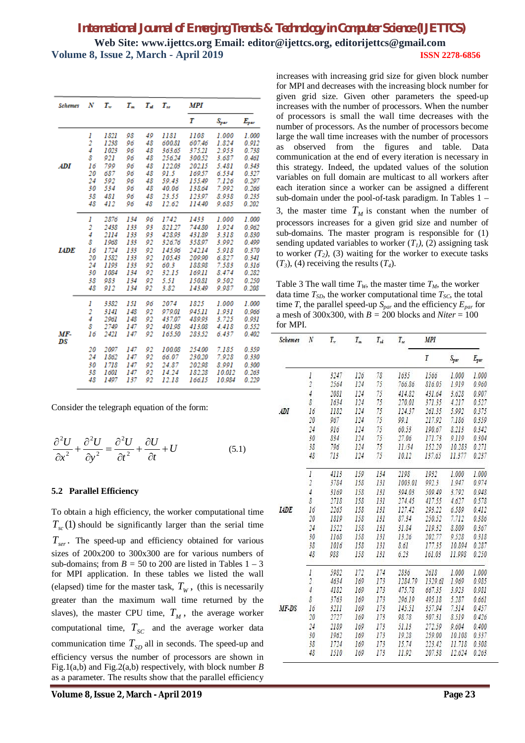| Schemes | N | $T_w$ | $T_m$ | $T_{sd}$ | $T_{sc}$ | MPI | | |
|---|---|---|---|---|---|---|---|---|
| | | | | | | T | $S_{par}$ | $E_{par}$ |
| ADI | 1 | 1821 | 98 | 49 | 1181 | 1108 | 1.000 | 1.000 |
| | 2 | 1238 | 96 | 48 | 600.81 | 607.46 | 1.824 | 0.912 |
| | 4 | 1023 | 96 | 48 | 363.65 | 375.21 | 2.953 | 0.738 |
| | 8 | 921 | 96 | 48 | 256.24 | 300.52 | 3.687 | 0.461 |
| | 16 | 799 | 96 | 48 | 122.03 | 202.15 | 5.481 | 0.343 |
| | 20 | 687 | 96 | 48 | 91.5 | 169.57 | 6.534 | 0.327 |
| | 24 | 592 | 96 | 48 | 59.43 | 155.49 | 7.126 | 0.297 |
| | 30 | 534 | 96 | 48 | 40.06 | 138.64 | 7.992 | 0.266 |
| | 38 | 481 | 96 | 48 | 23.55 | 123.97 | 8.938 | 0.235 |
| | 48 | 412 | 96 | 48 | 12.62 | 114.40 | 9.685 | 0.202 |
| IADE | 1 | 2876 | 134 | 96 | 1742 | 1433 | 1.000 | 1.000 |
| | 2 | 2438 | 133 | 93 | 821.27 | 744.80 | 1.924 | 0.962 |
| | 4 | 2114 | 133 | 93 | 428.93 | 431.89 | 3.318 | 0.830 |
| | 8 | 1968 | 133 | 92 | 326.76 | 358.97 | 3.992 | 0.499 |
| | 16 | 1724 | 133 | 92 | 145.96 | 242.14 | 5.918 | 0.370 |
| | 20 | 1582 | 133 | 92 | 105.43 | 209.90 | 6.827 | 0.341 |
| | 24 | 1193 | 133 | 92 | 60.3 | 188.98 | 7.583 | 0.316 |
| | 30 | 1084 | 134 | 92 | 32.15 | 169.11 | 8.474 | 0.282 |
| | 38 | 983 | 134 | 92 | 5.51 | 150.81 | 9.502 | 0.250 |
| | 48 | 912 | 134 | 92 | 3.82 | 143.49 | 9.987 | 0.208 |
| MF-DS | 1 | 3382 | 151 | 96 | 2074 | 1825 | 1.000 | 1.000 |
| | 2 | 3141 | 148 | 92 | 979.01 | 945.11 | 1.931 | 0.966 |
| | 4 | 2961 | 148 | 92 | 437.07 | 489.93 | 3.725 | 0.931 |
| | 8 | 2749 | 147 | 92 | 401.98 | 413.08 | 4.418 | 0.552 |
| | 16 | 2421 | 147 | 92 | 165.50 | 283.52 | 6.437 | 0.402 |
| | 20 | 2097 | 147 | 92 | 100.08 | 254.00 | 7.185 | 0.359 |
| | 24 | 1862 | 147 | 92 | 66.07 | 230.20 | 7.928 | 0.330 |
| | 30 | 1718 | 147 | 92 | 24.87 | 202.98 | 8.991 | 0.300 |
| | 38 | 1601 | 147 | 92 | 14.24 | 182.28 | 10.012 | 0.263 |
| | 48 | 1497 | 137 | 92 | 12.18 | 166.15 | 10.984 | 0.229 |

Consider the telegraph equation of the form:

$$\frac{\partial^2 U}{\partial x^2}+\frac{\partial^2 U}{\partial y^2}=\frac{\partial^2 U}{\partial t^2}+\frac{\partial U}{\partial t}+U \qquad (5.1)$$

### 5.2 Parallel Efficiency

To obtain a high efficiency, the worker computational time $T_{sc}(1)$ should be significantly larger than the serial time $T_{ser}$. The speed-up and efficiency obtained for various sizes of 200x200 to 300x300 are for various numbers of sub-domains; from $B$ = 50 to 200 are listed in Tables 1 – 3 for MPI application. In these tables we listed the wall (elapsed) time for the master task, $T_W$, (this is necessarily greater than the maximum wall time returned by the slaves), the master CPU time, $T_M$, the average worker computational time, $T_{SC}$ and the average worker data communication time $T_{SD}$ all in seconds. The speed-up and efficiency versus the number of processors are shown in Fig.1(a,b) and Fig.2(a,b) respectively, with block number $B$ as a parameter. The results show that the parallel efficiency increases with increasing grid size for given block number for MPI and decreases with the increasing block number for given grid size. Given other parameters the speed-up increases with the number of processors. When the number of processors is small the wall time decreases with the number of processors. As the number of processors become large the wall time increases with the number of processors as observed from the figures and table. Data communication at the end of every iteration is necessary in this strategy. Indeed, the updated values of the solution variables on full domain are multicast to all workers after each iteration since a worker can be assigned a different sub-domain under the pool-of-task paradigm. In Tables 1 – 3, the master time $T_M$ is constant when the number of processors increases for a given grid size and number of sub-domains. The master program is responsible for (1) sending updated variables to worker ($T_1$), (2) assigning task to worker ($T_2$), (3) waiting for the worker to execute tasks ($T_3$), (4) receiving the results ($T_4$).

Table 3 The wall time $T_W$, the master time $T_M$, the worker data time $T_{SD}$, the worker computational time $T_{SC}$, the total time $T$, the parallel speed-up $S_{par}$ and the efficiency $E_{par}$ for a mesh of 300x300, with $B$ = 200 blocks and $Niter$ = 100 for MPI.

| Schemes | N | $T_w$ | $T_m$ | $T_{sd}$ | $T_{sc}$ | MPI | | |
|---|---|---|---|---|---|---|---|---|
| | | | | | | T | $S_{par}$ | $E_{par}$ |
| ADI | 1 | 3247 | 126 | 78 | 1635 | 1566 | 1.000 | 1.000 |
| | 2 | 2564 | 124 | 75 | 766.86 | 816.05 | 1.919 | 0.960 |
| | 4 | 2081 | 124 | 75 | 414.82 | 431.64 | 3.628 | 0.907 |
| | 8 | 1634 | 124 | 75 | 270.01 | 371.35 | 4.217 | 0.527 |
| | 16 | 1182 | 124 | 75 | 124.37 | 261.35 | 5.992 | 0.375 |
| | 20 | 967 | 124 | 75 | 99.1 | 217.92 | 7.186 | 0.359 |
| | 24 | 916 | 124 | 75 | 60.53 | 190.67 | 8.213 | 0.342 |
| | 30 | 834 | 124 | 75 | 27.06 | 171.73 | 9.119 | 0.304 |
| | 38 | 796 | 124 | 75 | 11.34 | 152.29 | 10.283 | 0.271 |
| | 48 | 713 | 124 | 75 | 10.12 | 137.65 | 11.377 | 0.237 |
| IADE | 1 | 4113 | 159 | 134 | 2198 | 1932 | 1.000 | 1.000 |
| | 2 | 3784 | 158 | 131 | 1003.01 | 992.3 | 1.947 | 0.974 |
| | 4 | 3169 | 158 | 131 | 394.03 | 509.49 | 3.792 | 0.948 |
| | 8 | 2718 | 158 | 131 | 274.45 | 417.55 | 4.627 | 0.578 |
| | 16 | 2265 | 158 | 131 | 127.42 | 293.22 | 6.589 | 0.412 |
| | 20 | 1819 | 158 | 131 | 87.34 | 250.52 | 7.712 | 0.386 |
| | 24 | 1522 | 158 | 131 | 31.84 | 219.32 | 8.809 | 0.367 |
| | 30 | 1168 | 158 | 131 | 13.26 | 202.77 | 9.528 | 0.318 |
| | 38 | 1016 | 158 | 131 | 8.61 | 177.35 | 10.894 | 0.287 |
| | 48 | 988 | 158 | 131 | 6.23 | 161.03 | 11.998 | 0.250 |
| MF-DS | 1 | 5982 | 172 | 174 | 2836 | 2618 | 1.000 | 1.000 |
| | 2 | 4634 | 169 | 173 | 1284.79 | 1329.61 | 1.969 | 0.985 |
| | 4 | 4182 | 169 | 173 | 475.78 | 667.35 | 3.923 | 0.981 |
| | 8 | 3763 | 169 | 173 | 296.19 | 495.18 | 5.287 | 0.661 |
| | 16 | 3211 | 169 | 173 | 145.51 | 357.94 | 7.314 | 0.457 |
| | 20 | 2727 | 169 | 173 | 98.78 | 307.31 | 8.519 | 0.426 |
| | 24 | 2189 | 169 | 173 | 51.13 | 272.59 | 9.604 | 0.400 |
| | 30 | 1962 | 169 | 173 | 19.28 | 259.00 | 10.108 | 0.337 |
| | 38 | 1724 | 169 | 173 | 15.74 | 223.42 | 11.718 | 0.308 |
| | 48 | 1510 | 169 | 173 | 11.92 | 207.38 | 12.624 | 0.263 |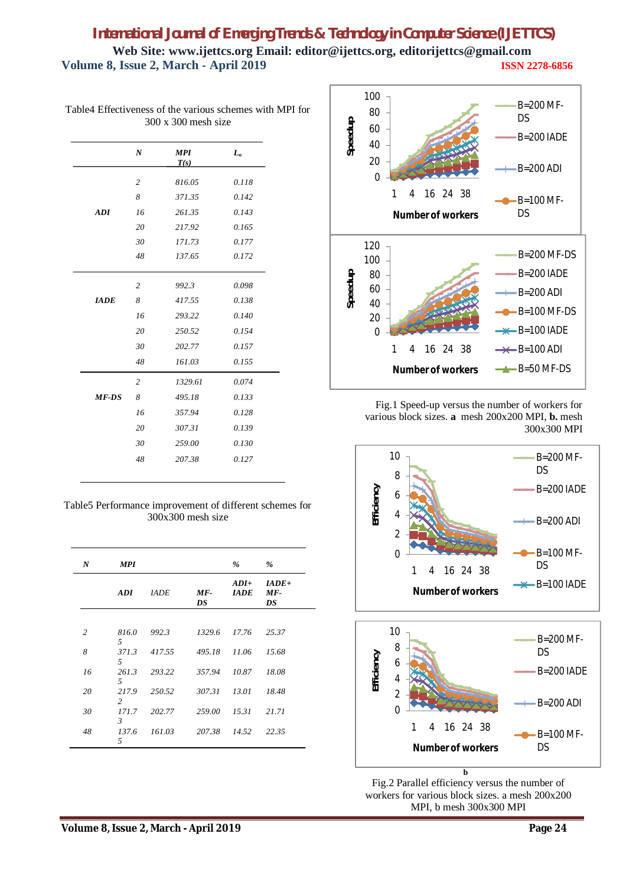Table4 Effectiveness of the various schemes with MPI for 300 x 300 mesh size

| | *N* | *MPI T(s)* | $L_n$ |
|---|---|---|---|
| **ADI** | *2* | *816.05* | *0.118* |
| | *8* | *371.35* | *0.142* |
| | *16* | *261.35* | *0.143* |
| | *20* | *217.92* | *0.165* |
| | *30* | *171.73* | *0.177* |
| | *48* | *137.65* | *0.172* |
| **IADE** | *2* | *992.3* | *0.098* |
| | *8* | *417.55* | *0.138* |
| | *16* | *293.22* | *0.140* |
| | *20* | *250.52* | *0.154* |
| | *30* | *202.77* | *0.157* |
| | *48* | *161.03* | *0.155* |
| **MF-DS** | *2* | *1329.61* | *0.074* |
| | *8* | *495.18* | *0.133* |
| | *16* | *357.94* | *0.128* |
| | *20* | *307.31* | *0.139* |
| | *30* | *259.00* | *0.130* |
| | *48* | *207.38* | *0.127* |

Table5 Performance improvement of different schemes for 300x300 mesh size

| *N* | *MPI* | | | *%* | *%* |
|---|---|---|---|---|---|
| | ***ADI*** | *IADE* | ***MF-DS*** | ***ADI+ IADE*** | ***IADE+ MF-DS*** |
| *2* | *816.05* | *992.3* | *1329.6* | *17.76* | *25.37* |
| *8* | *371.35* | *417.55* | *495.18* | *11.06* | *15.68* |
| *16* | *261.35* | *293.22* | *357.94* | *10.87* | *18.08* |
| *20* | *217.92* | *250.52* | *307.31* | *13.01* | *18.48* |
| *30* | *171.73* | *202.77* | *259.00* | *15.31* | *21.71* |
| *48* | *137.65* | *161.03* | *207.38* | *14.52* | *22.35* |

Fig.1 Speed-up versus the number of workers for various block sizes. **a** mesh 200x200 MPI, **b.** mesh 300x300 MPI

**b**

Fig.2 Parallel efficiency versus the number of workers for various block sizes. a mesh 200x200 MPI, b mesh 300x300 MPI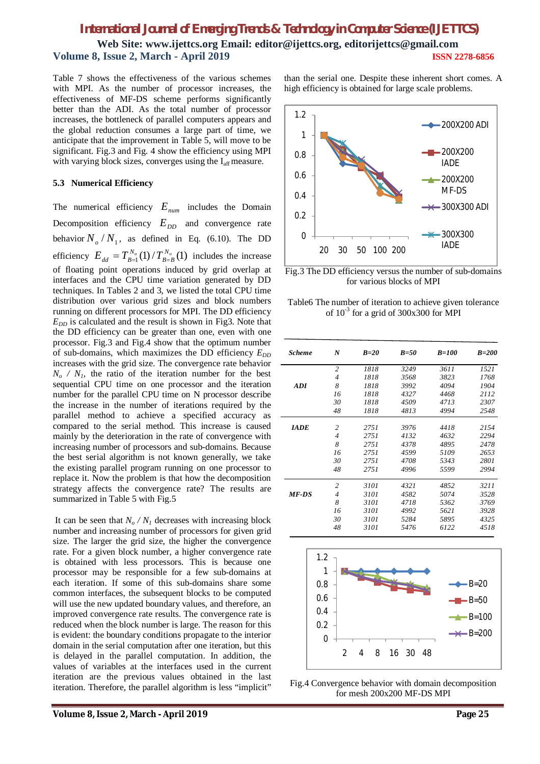Table 7 shows the effectiveness of the various schemes with MPI. As the number of processor increases, the effectiveness of MF-DS scheme performs significantly better than the ADI. As the total number of processor increases, the bottleneck of parallel computers appears and the global reduction consumes a large part of time, we anticipate that the improvement in Table 5, will move to be significant. Fig.3 and Fig. 4 show the efficiency using MPI with varying block sizes, converges using the $I_{aff}$ measure.

### 5.3 Numerical Efficiency

The numerical efficiency $E_{num}$ includes the Domain Decomposition efficiency $E_{DD}$ and convergence rate behavior $N_o / N_1$, as defined in Eq. (6.10). The DD efficiency $E_{dd} = T_{B=1}^{N_o}(1) / T_{B=B}^{N_o}(1)$ includes the increase of floating point operations induced by grid overlap at interfaces and the CPU time variation generated by DD techniques. In Tables 2 and 3, we listed the total CPU time distribution over various grid sizes and block numbers running on different processors for MPI. The DD efficiency $E_{DD}$ is calculated and the result is shown in Fig3. Note that the DD efficiency can be greater than one, even with one processor. Fig.3 and Fig.4 show that the optimum number of sub-domains, which maximizes the DD efficiency $E_{DD}$ increases with the grid size. The convergence rate behavior $N_o / N_1$, the ratio of the iteration number for the best sequential CPU time on one processor and the iteration number for the parallel CPU time on N processor describe the increase in the number of iterations required by the parallel method to achieve a specified accuracy as compared to the serial method. This increase is caused mainly by the deterioration in the rate of convergence with increasing number of processors and sub-domains. Because the best serial algorithm is not known generally, we take the existing parallel program running on one processor to replace it. Now the problem is that how the decomposition strategy affects the convergence rate? The results are summarized in Table 5 with Fig.5

It can be seen that $N_o / N_1$ decreases with increasing block number and increasing number of processors for given grid size. The larger the grid size, the higher the convergence rate. For a given block number, a higher convergence rate is obtained with less processors. This is because one processor may be responsible for a few sub-domains at each iteration. If some of this sub-domains share some common interfaces, the subsequent blocks to be computed will use the new updated boundary values, and therefore, an improved convergence rate results. The convergence rate is reduced when the block number is large. The reason for this is evident: the boundary conditions propagate to the interior domain in the serial computation after one iteration, but this is delayed in the parallel computation. In addition, the values of variables at the interfaces used in the current iteration are the previous values obtained in the last iteration. Therefore, the parallel algorithm is less "implicit" than the serial one. Despite these inherent short comes. A high efficiency is obtained for large scale problems.

Fig.3 The DD efficiency versus the number of sub-domains for various blocks of MPI

Table6 The number of iteration to achieve given tolerance of $10^{-3}$ for a grid of 300x300 for MPI

| Scheme | N | B=20 | B=50 | B=100 | B=200 |
|---|---|---|---|---|---|
| ADI | 2 | 1818 | 3249 | 3611 | 1521 |
| | 4 | 1818 | 3568 | 3823 | 1768 |
| | 8 | 1818 | 3992 | 4094 | 1904 |
| | 16 | 1818 | 4327 | 4468 | 2112 |
| | 30 | 1818 | 4509 | 4713 | 2307 |
| | 48 | 1818 | 4813 | 4994 | 2548 |
| IADE | 2 | 2751 | 3976 | 4418 | 2154 |
| | 4 | 2751 | 4132 | 4632 | 2294 |
| | 8 | 2751 | 4378 | 4895 | 2478 |
| | 16 | 2751 | 4599 | 5109 | 2653 |
| | 30 | 2751 | 4708 | 5343 | 2801 |
| | 48 | 2751 | 4996 | 5599 | 2994 |
| MF-DS | 2 | 3101 | 4321 | 4852 | 3211 |
| | 4 | 3101 | 4582 | 5074 | 3528 |
| | 8 | 3101 | 4718 | 5362 | 3769 |
| | 16 | 3101 | 4992 | 5621 | 3928 |
| | 30 | 3101 | 5284 | 5895 | 4325 |
| | 48 | 3101 | 5476 | 6122 | 4518 |

Fig.4 Convergence behavior with domain decomposition for mesh 200x200 MF-DS MPI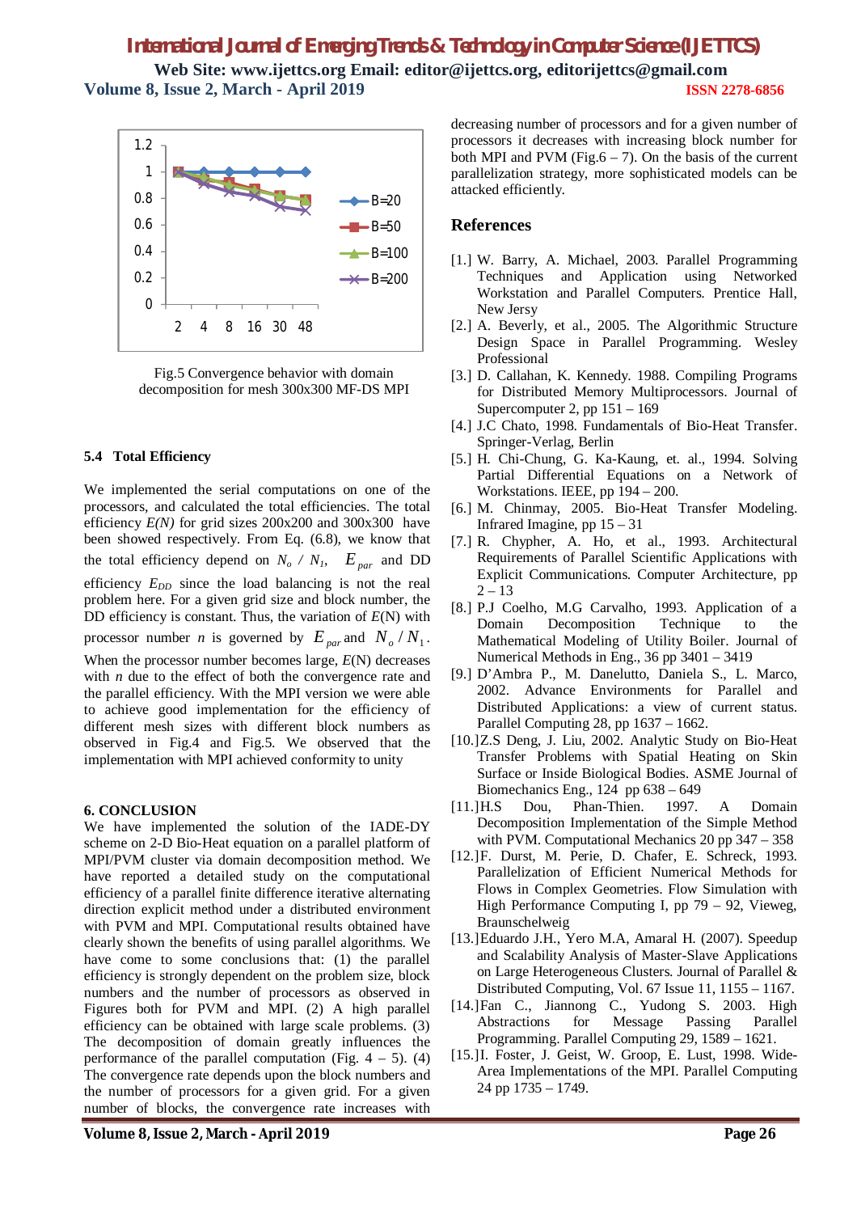Fig.5 Convergence behavior with domain decomposition for mesh 300x300 MF-DS MPI

### 5.4 Total Efficiency

We implemented the serial computations on one of the processors, and calculated the total efficiencies. The total efficiency $E(N)$ for grid sizes 200x200 and 300x300 have been showed respectively. From Eq. (6.8), we know that the total efficiency depend on $N_o$ / $N_1$, $E_{par}$ and DD efficiency $E_{DD}$ since the load balancing is not the real problem here. For a given grid size and block number, the DD efficiency is constant. Thus, the variation of $E$(N) with processor number $n$ is governed by $E_{par}$ and $N_o / N_1$. When the processor number becomes large, $E$(N) decreases with $n$ due to the effect of both the convergence rate and the parallel efficiency. With the MPI version we were able to achieve good implementation for the efficiency of different mesh sizes with different block numbers as observed in Fig.4 and Fig.5. We observed that the implementation with MPI achieved conformity to unity

## 6. CONCLUSION

We have implemented the solution of the IADE-DY scheme on 2-D Bio-Heat equation on a parallel platform of MPI/PVM cluster via domain decomposition method. We have reported a detailed study on the computational efficiency of a parallel finite difference iterative alternating direction explicit method under a distributed environment with PVM and MPI. Computational results obtained have clearly shown the benefits of using parallel algorithms. We have come to some conclusions that: (1) the parallel efficiency is strongly dependent on the problem size, block numbers and the number of processors as observed in Figures both for PVM and MPI. (2) A high parallel efficiency can be obtained with large scale problems. (3) The decomposition of domain greatly influences the performance of the parallel computation (Fig. 4 – 5). (4) The convergence rate depends upon the block numbers and the number of processors for a given grid. For a given number of blocks, the convergence rate increases with decreasing number of processors and for a given number of processors it decreases with increasing block number for both MPI and PVM (Fig.6 – 7). On the basis of the current parallelization strategy, more sophisticated models can be attacked efficiently.

## References

[1.] W. Barry, A. Michael, 2003. Parallel Programming Techniques and Application using Networked Workstation and Parallel Computers. Prentice Hall, New Jersy

[2.] A. Beverly, et al., 2005. The Algorithmic Structure Design Space in Parallel Programming. Wesley Professional

[3.] D. Callahan, K. Kennedy. 1988. Compiling Programs for Distributed Memory Multiprocessors. Journal of Supercomputer 2, pp 151 – 169

[4.] J.C Chato, 1998. Fundamentals of Bio-Heat Transfer. Springer-Verlag, Berlin

[5.] H. Chi-Chung, G. Ka-Kaung, et. al., 1994. Solving Partial Differential Equations on a Network of Workstations. IEEE, pp 194 – 200.

[6.] M. Chinmay, 2005. Bio-Heat Transfer Modeling. Infrared Imagine, pp 15 – 31

[7.] R. Chypher, A. Ho, et al., 1993. Architectural Requirements of Parallel Scientific Applications with Explicit Communications. Computer Architecture, pp 2 – 13

[8.] P.J Coelho, M.G Carvalho, 1993. Application of a Domain Decomposition Technique to the Mathematical Modeling of Utility Boiler. Journal of Numerical Methods in Eng., 36 pp 3401 – 3419

[9.] D'Ambra P., M. Danelutto, Daniela S., L. Marco, 2002. Advance Environments for Parallel and Distributed Applications: a view of current status. Parallel Computing 28, pp 1637 – 1662.

[10.] Z.S Deng, J. Liu, 2002. Analytic Study on Bio-Heat Transfer Problems with Spatial Heating on Skin Surface or Inside Biological Bodies. ASME Journal of Biomechanics Eng., 124 pp 638 – 649

[11.] H.S Dou, Phan-Thien. 1997. A Domain Decomposition Implementation of the Simple Method with PVM. Computational Mechanics 20 pp 347 – 358

[12.] F. Durst, M. Perie, D. Chafer, E. Schreck, 1993. Parallelization of Efficient Numerical Methods for Flows in Complex Geometries. Flow Simulation with High Performance Computing I, pp 79 – 92, Vieweg, Braunschelweig

[13.] Eduardo J.H., Yero M.A, Amaral H. (2007). Speedup and Scalability Analysis of Master-Slave Applications on Large Heterogeneous Clusters. Journal of Parallel & Distributed Computing, Vol. 67 Issue 11, 1155 – 1167.

[14.] Fan C., Jiannong C., Yudong S. 2003. High Abstractions for Message Passing Parallel Programming. Parallel Computing 29, 1589 – 1621.

[15.] I. Foster, J. Geist, W. Groop, E. Lust, 1998. Wide-Area Implementations of the MPI. Parallel Computing 24 pp 1735 – 1749.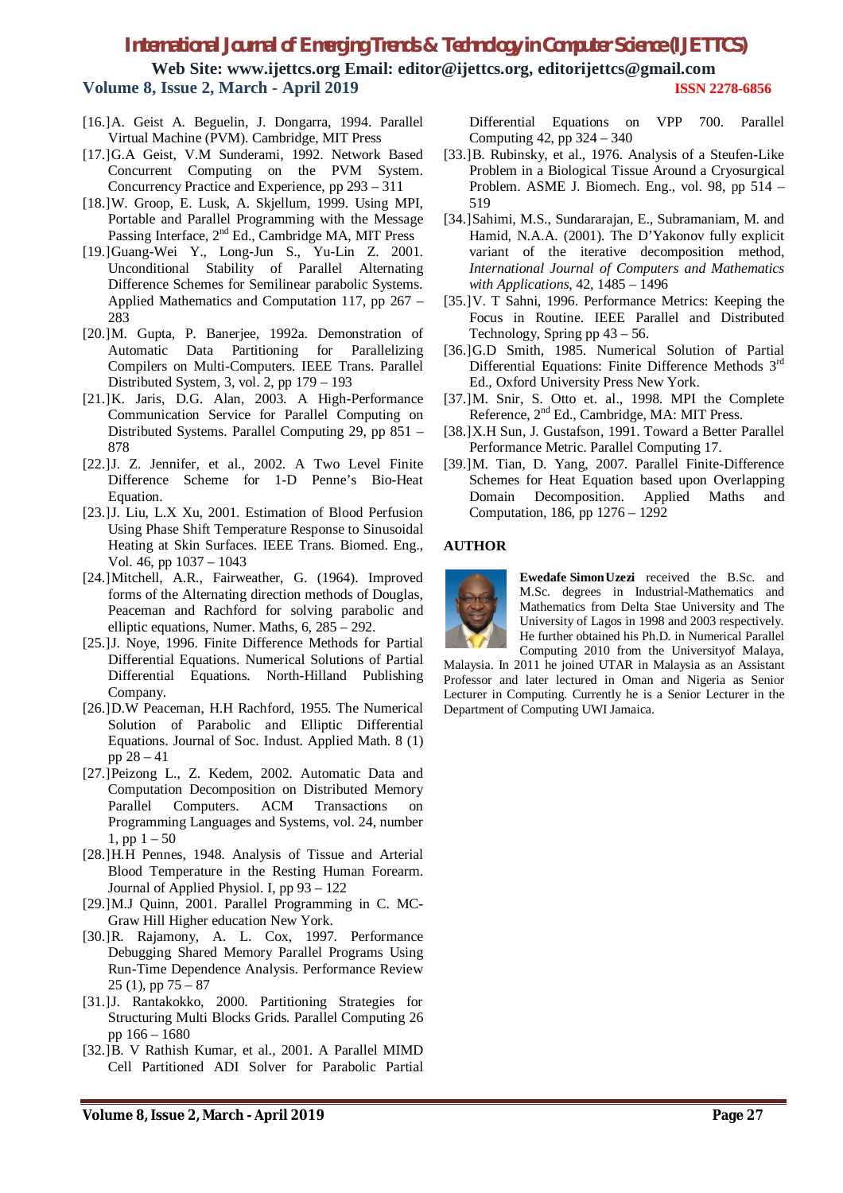[16.] A. Geist A. Beguelin, J. Dongarra, 1994. Parallel Virtual Machine (PVM). Cambridge, MIT Press

[17.] G.A Geist, V.M Sunderami, 1992. Network Based Concurrent Computing on the PVM System. Concurrency Practice and Experience, pp 293 – 311

[18.] W. Groop, E. Lusk, A. Skjellum, 1999. Using MPI, Portable and Parallel Programming with the Message Passing Interface, 2nd Ed., Cambridge MA, MIT Press

[19.] Guang-Wei Y., Long-Jun S., Yu-Lin Z. 2001. Unconditional Stability of Parallel Alternating Difference Schemes for Semilinear parabolic Systems. Applied Mathematics and Computation 117, pp 267 – 283

[20.] M. Gupta, P. Banerjee, 1992a. Demonstration of Automatic Data Partitioning for Parallelizing Compilers on Multi-Computers. IEEE Trans. Parallel Distributed System, 3, vol. 2, pp 179 – 193

[21.] K. Jaris, D.G. Alan, 2003. A High-Performance Communication Service for Parallel Computing on Distributed Systems. Parallel Computing 29, pp 851 – 878

[22.] J. Z. Jennifer, et al., 2002. A Two Level Finite Difference Scheme for 1-D Penne's Bio-Heat Equation.

[23.] J. Liu, L.X Xu, 2001. Estimation of Blood Perfusion Using Phase Shift Temperature Response to Sinusoidal Heating at Skin Surfaces. IEEE Trans. Biomed. Eng., Vol. 46, pp 1037 – 1043

[24.] Mitchell, A.R., Fairweather, G. (1964). Improved forms of the Alternating direction methods of Douglas, Peaceman and Rachford for solving parabolic and elliptic equations, Numer. Maths, 6, 285 – 292.

[25.] J. Noye, 1996. Finite Difference Methods for Partial Differential Equations. Numerical Solutions of Partial Differential Equations. North-Hilland Publishing Company.

[26.] D.W Peaceman, H.H Rachford, 1955. The Numerical Solution of Parabolic and Elliptic Differential Equations. Journal of Soc. Indust. Applied Math. 8 (1) pp 28 – 41

[27.] Peizong L., Z. Kedem, 2002. Automatic Data and Computation Decomposition on Distributed Memory Parallel Computers. ACM Transactions on Programming Languages and Systems, vol. 24, number 1, pp 1 – 50

[28.] H.H Pennes, 1948. Analysis of Tissue and Arterial Blood Temperature in the Resting Human Forearm. Journal of Applied Physiol. I, pp 93 – 122

[29.] M.J Quinn, 2001. Parallel Programming in C. MC-Graw Hill Higher education New York.

[30.] R. Rajamony, A. L. Cox, 1997. Performance Debugging Shared Memory Parallel Programs Using Run-Time Dependence Analysis. Performance Review 25 (1), pp 75 – 87

[31.] J. Rantakokko, 2000. Partitioning Strategies for Structuring Multi Blocks Grids. Parallel Computing 26 pp 166 – 1680

[32.] B. V Rathish Kumar, et al., 2001. A Parallel MIMD Cell Partitioned ADI Solver for Parabolic Partial Differential Equations on VPP 700. Parallel Computing 42, pp 324 – 340

[33.] B. Rubinsky, et al., 1976. Analysis of a Steufen-Like Problem in a Biological Tissue Around a Cryosurgical Problem. ASME J. Biomech. Eng., vol. 98, pp 514 – 519

[34.] Sahimi, M.S., Sundararajan, E., Subramaniam, M. and Hamid, N.A.A. (2001). The D'Yakonov fully explicit variant of the iterative decomposition method, *International Journal of Computers and Mathematics with Applications*, 42, 1485 – 1496

[35.] V. T Sahni, 1996. Performance Metrics: Keeping the Focus in Routine. IEEE Parallel and Distributed Technology, Spring pp 43 – 56.

[36.] G.D Smith, 1985. Numerical Solution of Partial Differential Equations: Finite Difference Methods 3rd Ed., Oxford University Press New York.

[37.] M. Snir, S. Otto et. al., 1998. MPI the Complete Reference, 2nd Ed., Cambridge, MA: MIT Press.

[38.] X.H Sun, J. Gustafson, 1991. Toward a Better Parallel Performance Metric. Parallel Computing 17.

[39.] M. Tian, D. Yang, 2007. Parallel Finite-Difference Schemes for Heat Equation based upon Overlapping Domain Decomposition. Applied Maths and Computation, 186, pp 1276 – 1292

## AUTHOR

**Ewedafe Simon Uzezi** received the B.Sc. and M.Sc. degrees in Industrial-Mathematics and Mathematics from Delta Stae University and The University of Lagos in 1998 and 2003 respectively. He further obtained his Ph.D. in Numerical Parallel Computing 2010 from the Universityof Malaya, Malaysia. In 2011 he joined UTAR in Malaysia as an Assistant Professor and later lectured in Oman and Nigeria as Senior Lecturer in Computing. Currently he is a Senior Lecturer in the Department of Computing UWI Jamaica.